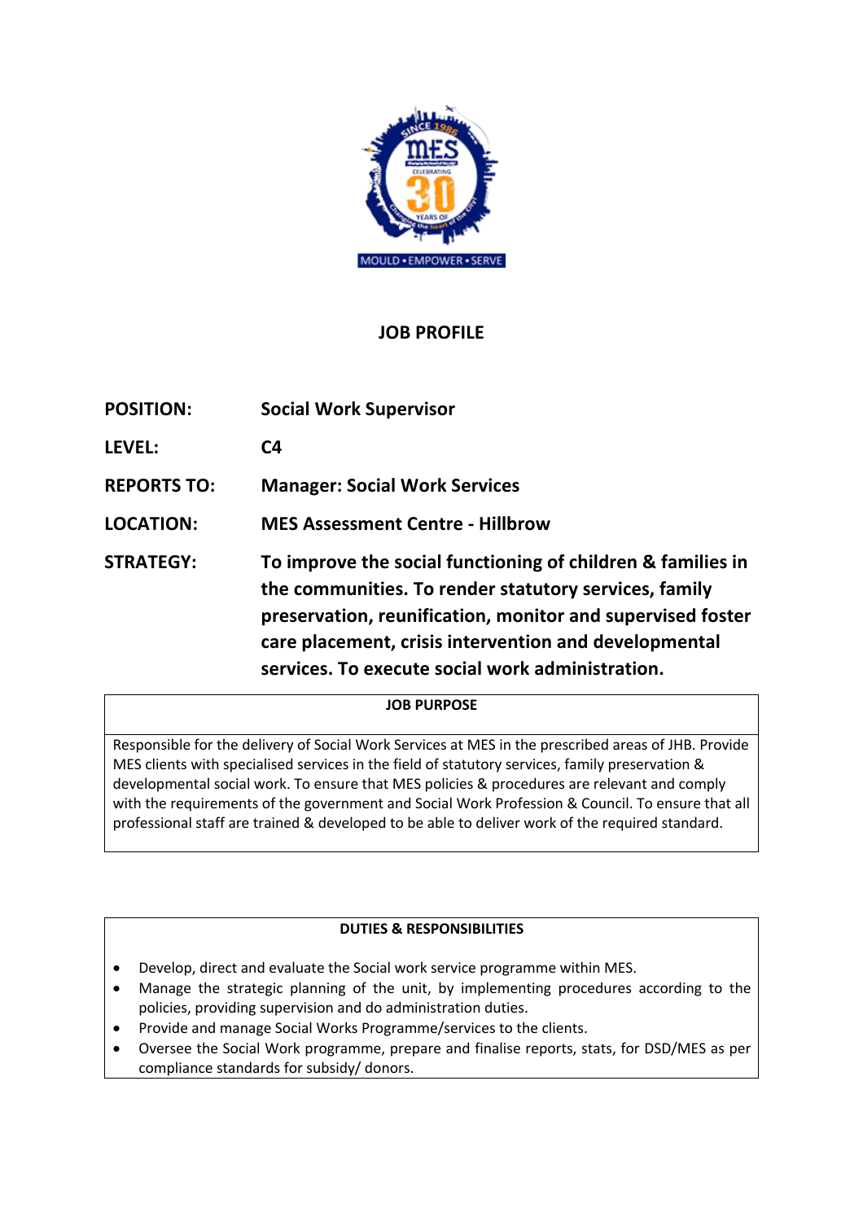# JOB PROFILE

| | |
|---|---|
| **POSITION:** | **Social Work Supervisor** |
| **LEVEL:** | **C4** |
| **REPORTS TO:** | **Manager: Social Work Services** |
| **LOCATION:** | **MES Assessment Centre - Hillbrow** |
| **STRATEGY:** | **To improve the social functioning of children & families in the communities. To render statutory services, family preservation, reunification, monitor and supervised foster care placement, crisis intervention and developmental services. To execute social work administration.** |

## JOB PURPOSE

Responsible for the delivery of Social Work Services at MES in the prescribed areas of JHB. Provide MES clients with specialised services in the field of statutory services, family preservation & developmental social work. To ensure that MES policies & procedures are relevant and comply with the requirements of the government and Social Work Profession & Council. To ensure that all professional staff are trained & developed to be able to deliver work of the required standard.

## DUTIES & RESPONSIBILITIES

- Develop, direct and evaluate the Social work service programme within MES.
- Manage the strategic planning of the unit, by implementing procedures according to the policies, providing supervision and do administration duties.
- Provide and manage Social Works Programme/services to the clients.
- Oversee the Social Work programme, prepare and finalise reports, stats, for DSD/MES as per compliance standards for subsidy/ donors.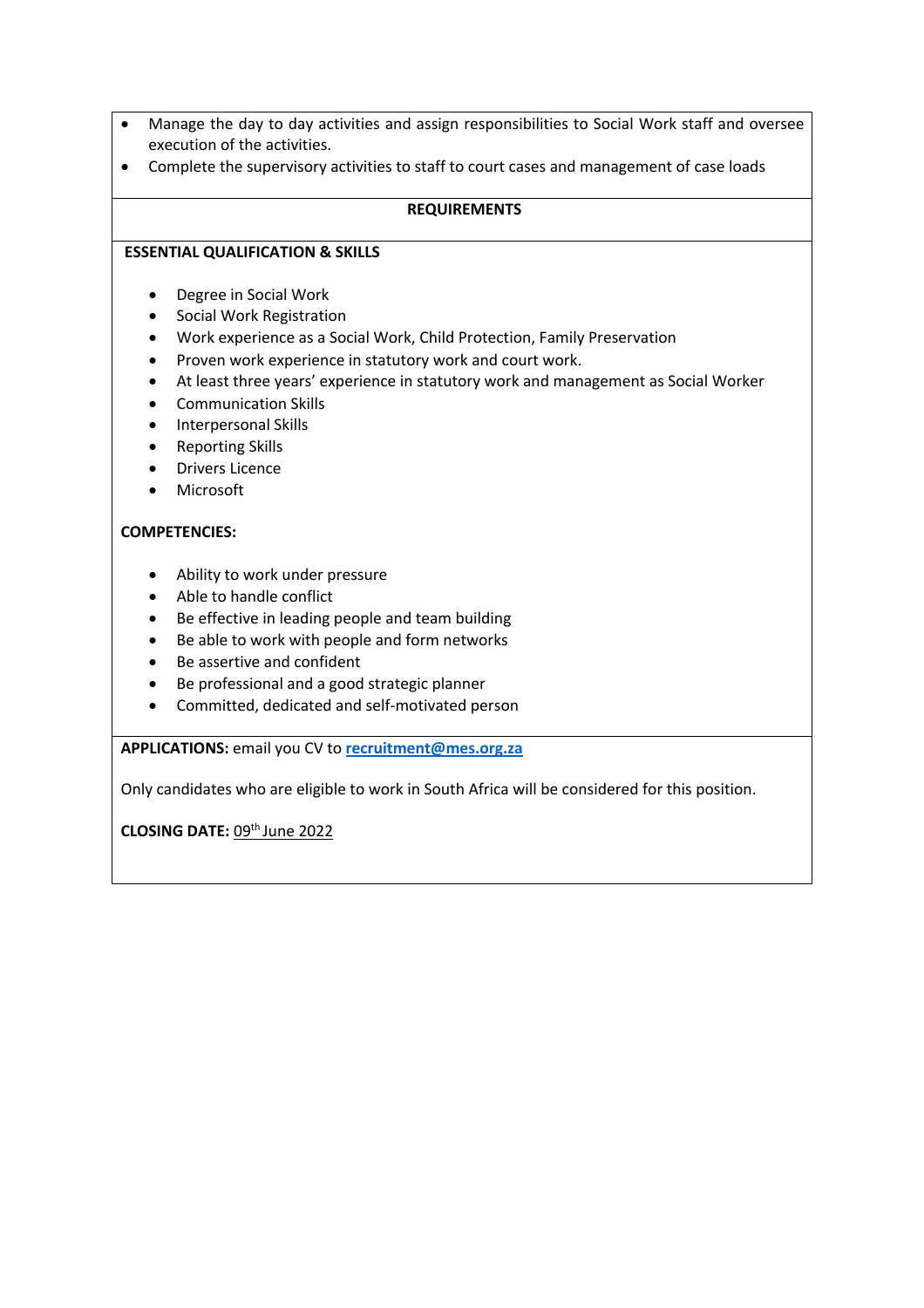- Manage the day to day activities and assign responsibilities to Social Work staff and oversee execution of the activities.
- Complete the supervisory activities to staff to court cases and management of case loads

**REQUIREMENTS**

**ESSENTIAL QUALIFICATION & SKILLS**

- Degree in Social Work
- Social Work Registration
- Work experience as a Social Work, Child Protection, Family Preservation
- Proven work experience in statutory work and court work.
- At least three years' experience in statutory work and management as Social Worker
- Communication Skills
- Interpersonal Skills
- Reporting Skills
- Drivers Licence
- Microsoft

**COMPETENCIES:**

- Ability to work under pressure
- Able to handle conflict
- Be effective in leading people and team building
- Be able to work with people and form networks
- Be assertive and confident
- Be professional and a good strategic planner
- Committed, dedicated and self-motivated person

**APPLICATIONS:** email you CV to **recruitment@mes.org.za**

Only candidates who are eligible to work in South Africa will be considered for this position.

**CLOSING DATE:** 09th June 2022